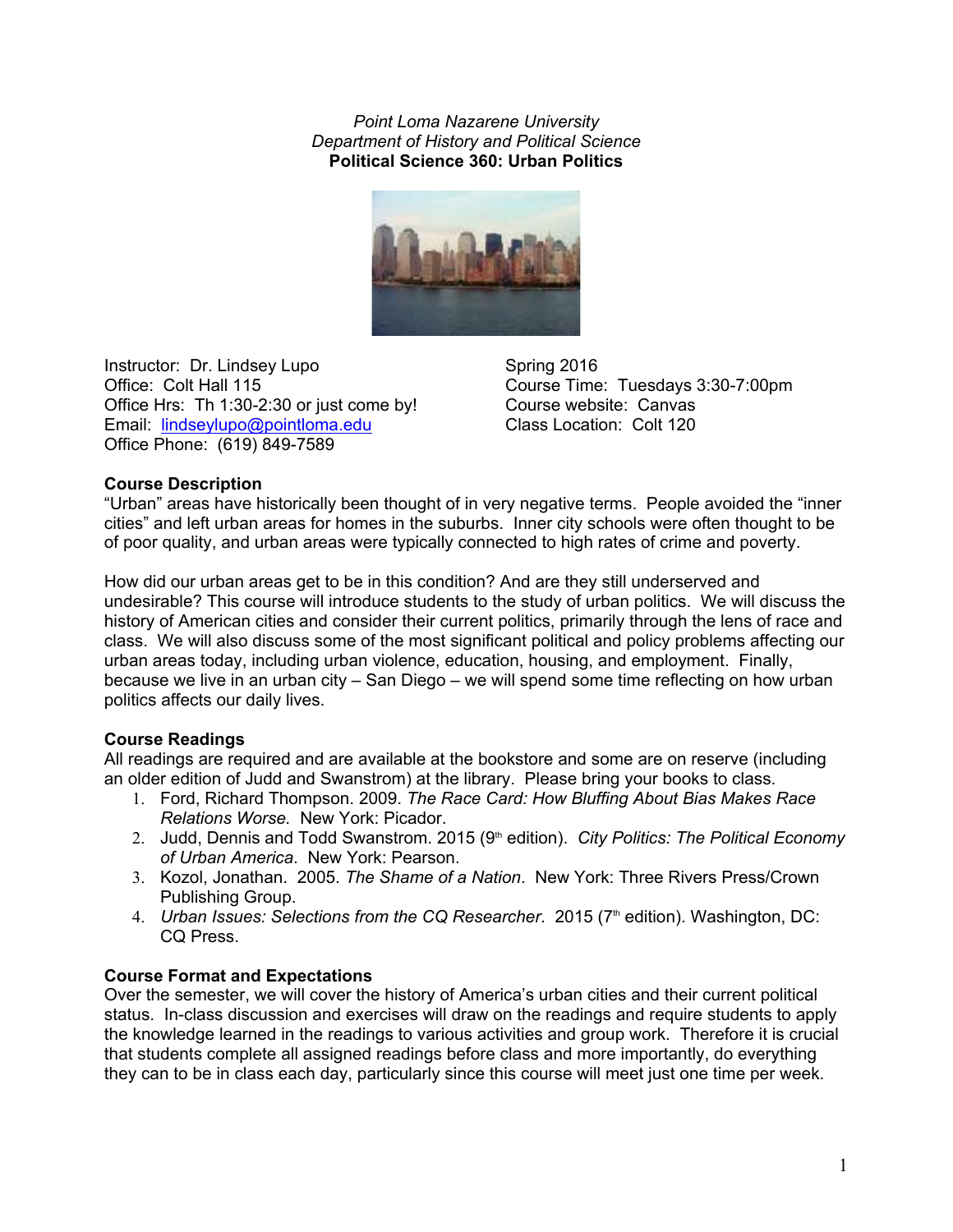*Point Loma Nazarene University*
*Department of History and Political Science*
**Political Science 360: Urban Politics**

Instructor: Dr. Lindsey Lupo
Office: Colt Hall 115
Office Hrs: Th 1:30-2:30 or just come by!
Email: lindseylupo@pointloma.edu
Office Phone: (619) 849-7589

Spring 2016
Course Time: Tuesdays 3:30-7:00pm
Course website: Canvas
Class Location: Colt 120

**Course Description**

"Urban" areas have historically been thought of in very negative terms. People avoided the "inner cities" and left urban areas for homes in the suburbs. Inner city schools were often thought to be of poor quality, and urban areas were typically connected to high rates of crime and poverty.

How did our urban areas get to be in this condition? And are they still underserved and undesirable? This course will introduce students to the study of urban politics. We will discuss the history of American cities and consider their current politics, primarily through the lens of race and class. We will also discuss some of the most significant political and policy problems affecting our urban areas today, including urban violence, education, housing, and employment. Finally, because we live in an urban city – San Diego – we will spend some time reflecting on how urban politics affects our daily lives.

**Course Readings**

All readings are required and are available at the bookstore and some are on reserve (including an older edition of Judd and Swanstrom) at the library. Please bring your books to class.

1. Ford, Richard Thompson. 2009. *The Race Card: How Bluffing About Bias Makes Race Relations Worse.* New York: Picador.
2. Judd, Dennis and Todd Swanstrom. 2015 (9th edition). *City Politics: The Political Economy of Urban America*. New York: Pearson.
3. Kozol, Jonathan. 2005. *The Shame of a Nation*. New York: Three Rivers Press/Crown Publishing Group.
4. *Urban Issues: Selections from the CQ Researcher*. 2015 (7th edition). Washington, DC: CQ Press.

**Course Format and Expectations**

Over the semester, we will cover the history of America's urban cities and their current political status. In-class discussion and exercises will draw on the readings and require students to apply the knowledge learned in the readings to various activities and group work. Therefore it is crucial that students complete all assigned readings before class and more importantly, do everything they can to be in class each day, particularly since this course will meet just one time per week.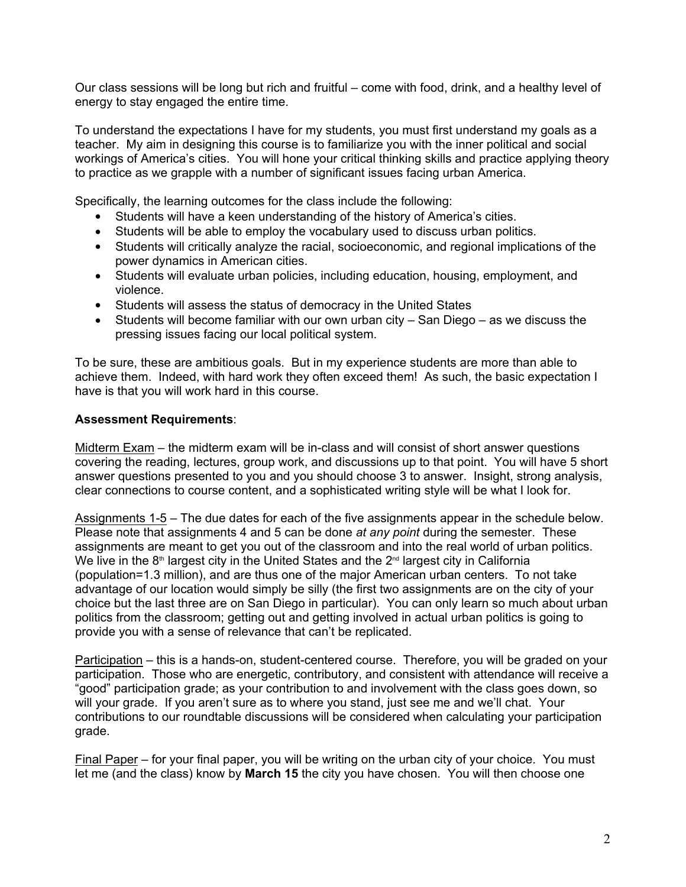Our class sessions will be long but rich and fruitful – come with food, drink, and a healthy level of energy to stay engaged the entire time.

To understand the expectations I have for my students, you must first understand my goals as a teacher. My aim in designing this course is to familiarize you with the inner political and social workings of America's cities. You will hone your critical thinking skills and practice applying theory to practice as we grapple with a number of significant issues facing urban America.

Specifically, the learning outcomes for the class include the following:

- Students will have a keen understanding of the history of America's cities.
- Students will be able to employ the vocabulary used to discuss urban politics.
- Students will critically analyze the racial, socioeconomic, and regional implications of the power dynamics in American cities.
- Students will evaluate urban policies, including education, housing, employment, and violence.
- Students will assess the status of democracy in the United States
- Students will become familiar with our own urban city – San Diego – as we discuss the pressing issues facing our local political system.

To be sure, these are ambitious goals. But in my experience students are more than able to achieve them. Indeed, with hard work they often exceed them! As such, the basic expectation I have is that you will work hard in this course.

**Assessment Requirements**:

Midterm Exam – the midterm exam will be in-class and will consist of short answer questions covering the reading, lectures, group work, and discussions up to that point. You will have 5 short answer questions presented to you and you should choose 3 to answer. Insight, strong analysis, clear connections to course content, and a sophisticated writing style will be what I look for.

Assignments 1-5 – The due dates for each of the five assignments appear in the schedule below. Please note that assignments 4 and 5 can be done *at any point* during the semester. These assignments are meant to get you out of the classroom and into the real world of urban politics. We live in the 8th largest city in the United States and the 2nd largest city in California (population=1.3 million), and are thus one of the major American urban centers. To not take advantage of our location would simply be silly (the first two assignments are on the city of your choice but the last three are on San Diego in particular). You can only learn so much about urban politics from the classroom; getting out and getting involved in actual urban politics is going to provide you with a sense of relevance that can't be replicated.

Participation – this is a hands-on, student-centered course. Therefore, you will be graded on your participation. Those who are energetic, contributory, and consistent with attendance will receive a "good" participation grade; as your contribution to and involvement with the class goes down, so will your grade. If you aren't sure as to where you stand, just see me and we'll chat. Your contributions to our roundtable discussions will be considered when calculating your participation grade.

Final Paper – for your final paper, you will be writing on the urban city of your choice. You must let me (and the class) know by **March 15** the city you have chosen. You will then choose one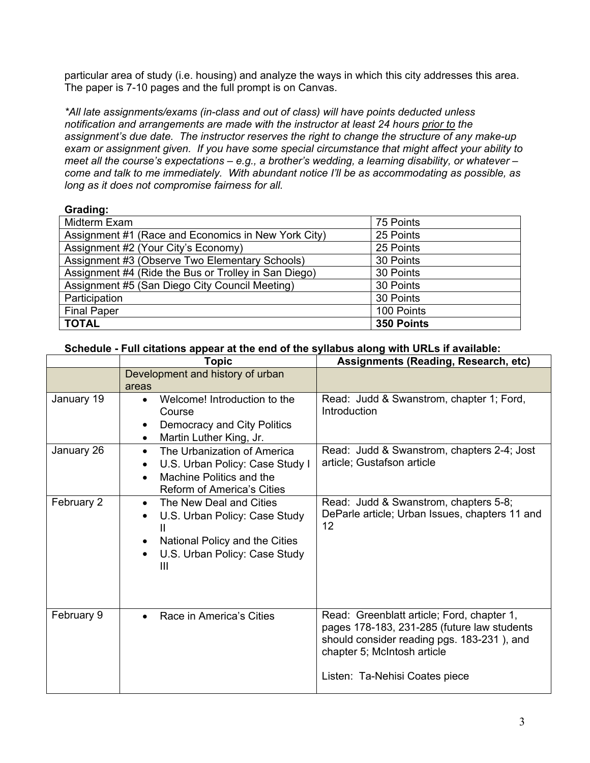particular area of study (i.e. housing) and analyze the ways in which this city addresses this area. The paper is 7-10 pages and the full prompt is on Canvas.

*\*All late assignments/exams (in-class and out of class) will have points deducted unless notification and arrangements are made with the instructor at least 24 hours prior to the assignment's due date. The instructor reserves the right to change the structure of any make-up exam or assignment given. If you have some special circumstance that might affect your ability to meet all the course's expectations – e.g., a brother's wedding, a learning disability, or whatever – come and talk to me immediately. With abundant notice I'll be as accommodating as possible, as long as it does not compromise fairness for all.*

**Grading:**

| | |
|---|---|
| Midterm Exam | 75 Points |
| Assignment #1 (Race and Economics in New York City) | 25 Points |
| Assignment #2 (Your City's Economy) | 25 Points |
| Assignment #3 (Observe Two Elementary Schools) | 30 Points |
| Assignment #4 (Ride the Bus or Trolley in San Diego) | 30 Points |
| Assignment #5 (San Diego City Council Meeting) | 30 Points |
| Participation | 30 Points |
| Final Paper | 100 Points |
| **TOTAL** | **350 Points** |

**Schedule - Full citations appear at the end of the syllabus along with URLs if available:**

| | Topic | Assignments (Reading, Research, etc) |
|---|---|---|
| | Development and history of urban areas | |
| January 19 | • Welcome! Introduction to the Course<br>• Democracy and City Politics<br>• Martin Luther King, Jr. | Read: Judd & Swanstrom, chapter 1; Ford, Introduction |
| January 26 | • The Urbanization of America<br>• U.S. Urban Policy: Case Study I<br>• Machine Politics and the Reform of America's Cities | Read: Judd & Swanstrom, chapters 2-4; Jost article; Gustafson article |
| February 2 | • The New Deal and Cities<br>• U.S. Urban Policy: Case Study II<br>• National Policy and the Cities<br>• U.S. Urban Policy: Case Study III | Read: Judd & Swanstrom, chapters 5-8; DeParle article; Urban Issues, chapters 11 and 12 |
| February 9 | • Race in America's Cities | Read: Greenblatt article; Ford, chapter 1, pages 178-183, 231-285 (future law students should consider reading pgs. 183-231 ), and chapter 5; McIntosh article<br><br>Listen: Ta-Nehisi Coates piece |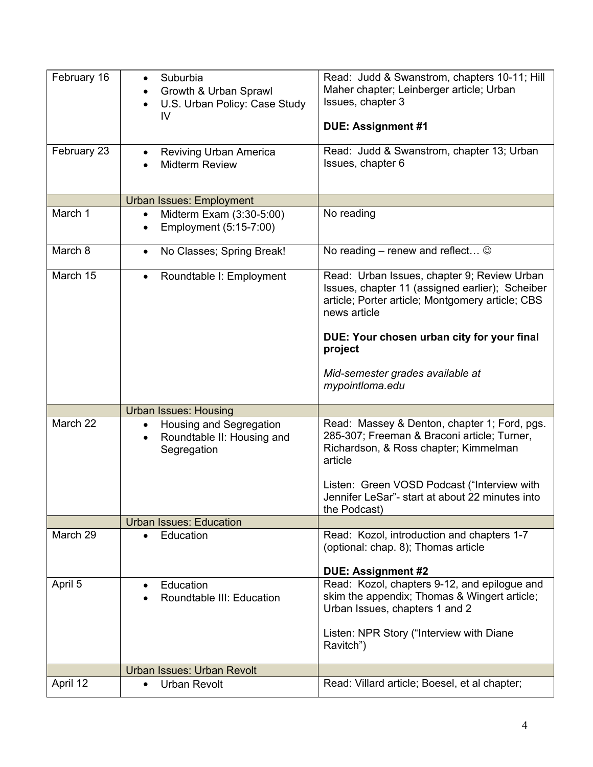| | | |
|---|---|---|
| February 16 | • Suburbia<br>• Growth & Urban Sprawl<br>• U.S. Urban Policy: Case Study IV | Read: Judd & Swanstrom, chapters 10-11; Hill Maher chapter; Leinberger article; Urban Issues, chapter 3<br><br>**DUE: Assignment #1** |
| February 23 | • Reviving Urban America<br>• Midterm Review | Read: Judd & Swanstrom, chapter 13; Urban Issues, chapter 6 |
| | Urban Issues: Employment | |
| March 1 | • Midterm Exam (3:30-5:00)<br>• Employment (5:15-7:00) | No reading |
| March 8 | • No Classes; Spring Break! | No reading – renew and reflect… ☺ |
| March 15 | • Roundtable I: Employment | Read: Urban Issues, chapter 9; Review Urban Issues, chapter 11 (assigned earlier); Scheiber article; Porter article; Montgomery article; CBS news article<br><br>**DUE: Your chosen urban city for your final project**<br><br>*Mid-semester grades available at mypointloma.edu* |
| | Urban Issues: Housing | |
| March 22 | • Housing and Segregation<br>• Roundtable II: Housing and Segregation | Read: Massey & Denton, chapter 1; Ford, pgs. 285-307; Freeman & Braconi article; Turner, Richardson, & Ross chapter; Kimmelman article<br><br>Listen: Green VOSD Podcast ("Interview with Jennifer LeSar"- start at about 22 minutes into the Podcast) |
| | Urban Issues: Education | |
| March 29 | • Education | Read: Kozol, introduction and chapters 1-7 (optional: chap. 8); Thomas article<br><br>**DUE: Assignment #2** |
| April 5 | • Education<br>• Roundtable III: Education | Read: Kozol, chapters 9-12, and epilogue and skim the appendix; Thomas & Wingert article; Urban Issues, chapters 1 and 2<br><br>Listen: NPR Story ("Interview with Diane Ravitch") |
| | Urban Issues: Urban Revolt | |
| April 12 | • Urban Revolt | Read: Villard article; Boesel, et al chapter; |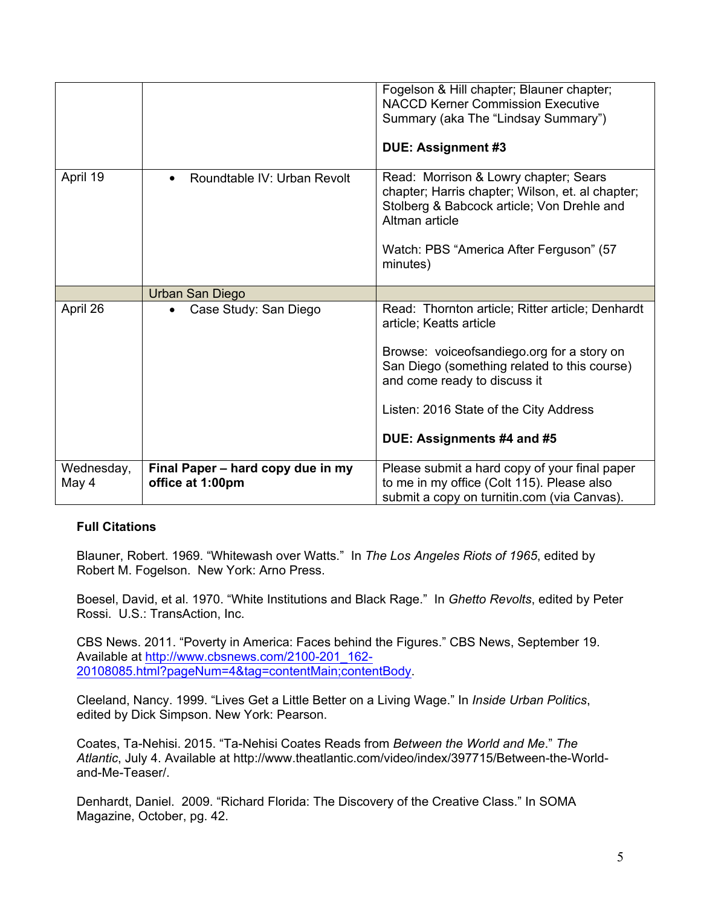| | | |
|---|---|---|
| | | Fogelson & Hill chapter; Blauner chapter; NACCD Kerner Commission Executive Summary (aka The "Lindsay Summary")<br><br>**DUE: Assignment #3** |
| April 19 | • Roundtable IV: Urban Revolt | Read: Morrison & Lowry chapter; Sears chapter; Harris chapter; Wilson, et. al chapter; Stolberg & Babcock article; Von Drehle and Altman article<br><br>Watch: PBS "America After Ferguson" (57 minutes) |
| | Urban San Diego | |
| April 26 | • Case Study: San Diego | Read: Thornton article; Ritter article; Denhardt article; Keatts article<br><br>Browse: voiceofsandiego.org for a story on San Diego (something related to this course) and come ready to discuss it<br><br>Listen: 2016 State of the City Address<br><br>**DUE: Assignments #4 and #5** |
| Wednesday, May 4 | **Final Paper – hard copy due in my office at 1:00pm** | Please submit a hard copy of your final paper to me in my office (Colt 115). Please also submit a copy on turnitin.com (via Canvas). |

**Full Citations**

Blauner, Robert. 1969. "Whitewash over Watts." In *The Los Angeles Riots of 1965*, edited by Robert M. Fogelson. New York: Arno Press.

Boesel, David, et al. 1970. "White Institutions and Black Rage." In *Ghetto Revolts*, edited by Peter Rossi. U.S.: TransAction, Inc.

CBS News. 2011. "Poverty in America: Faces behind the Figures." CBS News, September 19. Available at http://www.cbsnews.com/2100-201_162-20108085.html?pageNum=4&tag=contentMain;contentBody.

Cleeland, Nancy. 1999. "Lives Get a Little Better on a Living Wage." In *Inside Urban Politics*, edited by Dick Simpson. New York: Pearson.

Coates, Ta-Nehisi. 2015. "Ta-Nehisi Coates Reads from *Between the World and Me*." *The Atlantic*, July 4. Available at http://www.theatlantic.com/video/index/397715/Between-the-World-and-Me-Teaser/.

Denhardt, Daniel. 2009. "Richard Florida: The Discovery of the Creative Class." In SOMA Magazine, October, pg. 42.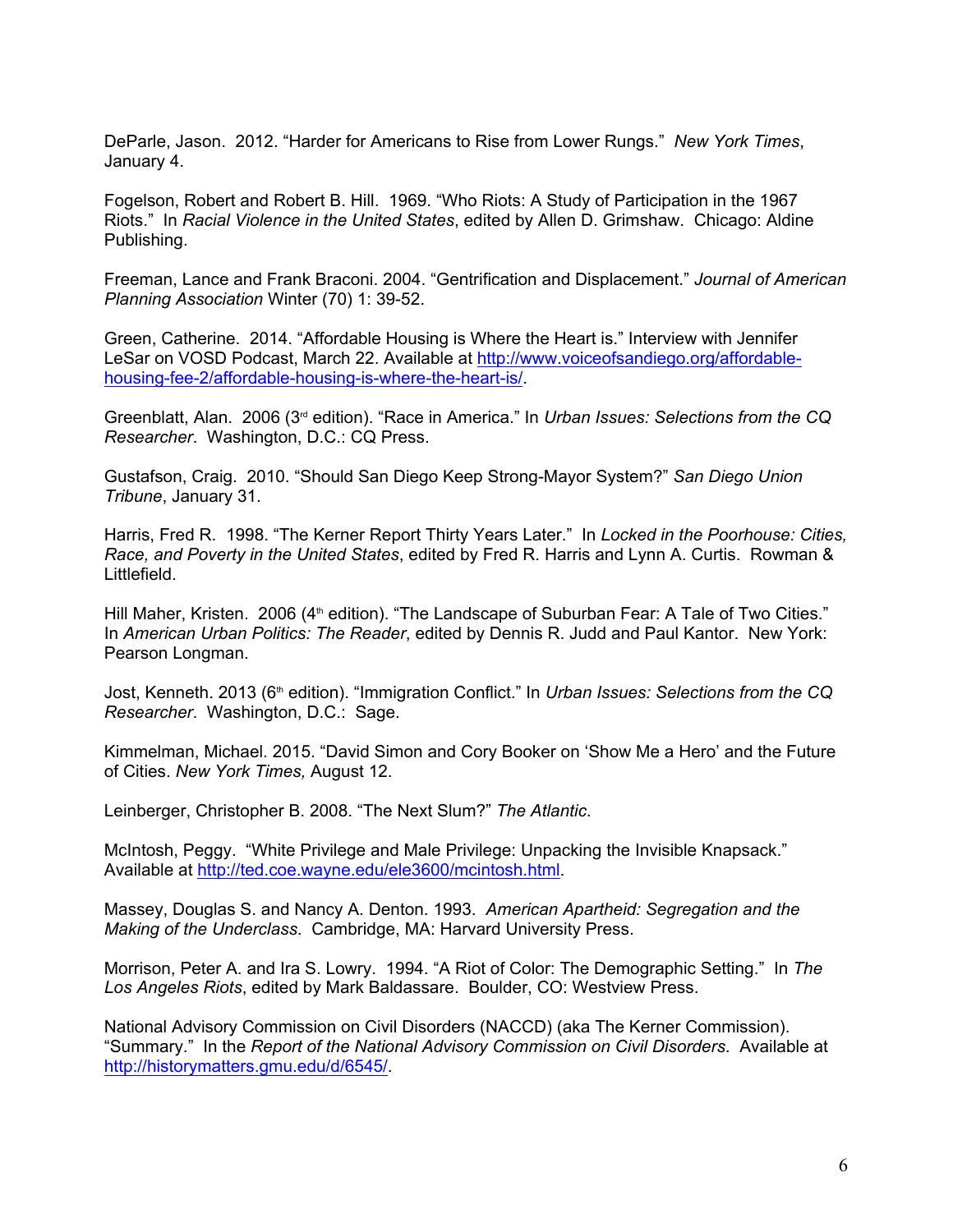DeParle, Jason. 2012. “Harder for Americans to Rise from Lower Rungs.” *New York Times*, January 4.

Fogelson, Robert and Robert B. Hill. 1969. “Who Riots: A Study of Participation in the 1967 Riots.” In *Racial Violence in the United States*, edited by Allen D. Grimshaw. Chicago: Aldine Publishing.

Freeman, Lance and Frank Braconi. 2004. “Gentrification and Displacement.” *Journal of American Planning Association* Winter (70) 1: 39-52.

Green, Catherine. 2014. “Affordable Housing is Where the Heart is.” Interview with Jennifer LeSar on VOSD Podcast, March 22. Available at http://www.voiceofsandiego.org/affordable-housing-fee-2/affordable-housing-is-where-the-heart-is/.

Greenblatt, Alan. 2006 (3rd edition). “Race in America.” In *Urban Issues: Selections from the CQ Researcher*. Washington, D.C.: CQ Press.

Gustafson, Craig. 2010. “Should San Diego Keep Strong-Mayor System?” *San Diego Union Tribune*, January 31.

Harris, Fred R. 1998. “The Kerner Report Thirty Years Later.” In *Locked in the Poorhouse: Cities, Race, and Poverty in the United States*, edited by Fred R. Harris and Lynn A. Curtis. Rowman & Littlefield.

Hill Maher, Kristen. 2006 (4th edition). “The Landscape of Suburban Fear: A Tale of Two Cities.” In *American Urban Politics: The Reader*, edited by Dennis R. Judd and Paul Kantor. New York: Pearson Longman.

Jost, Kenneth. 2013 (6th edition). “Immigration Conflict.” In *Urban Issues: Selections from the CQ Researcher*. Washington, D.C.: Sage.

Kimmelman, Michael. 2015. “David Simon and Cory Booker on ‘Show Me a Hero’ and the Future of Cities. *New York Times,* August 12.

Leinberger, Christopher B. 2008. “The Next Slum?” *The Atlantic.*

McIntosh, Peggy. “White Privilege and Male Privilege: Unpacking the Invisible Knapsack.” Available at http://ted.coe.wayne.edu/ele3600/mcintosh.html.

Massey, Douglas S. and Nancy A. Denton. 1993. *American Apartheid: Segregation and the Making of the Underclass*. Cambridge, MA: Harvard University Press.

Morrison, Peter A. and Ira S. Lowry. 1994. “A Riot of Color: The Demographic Setting.” In *The Los Angeles Riots*, edited by Mark Baldassare. Boulder, CO: Westview Press.

National Advisory Commission on Civil Disorders (NACCD) (aka The Kerner Commission). “Summary.” In the *Report of the National Advisory Commission on Civil Disorders*. Available at http://historymatters.gmu.edu/d/6545/.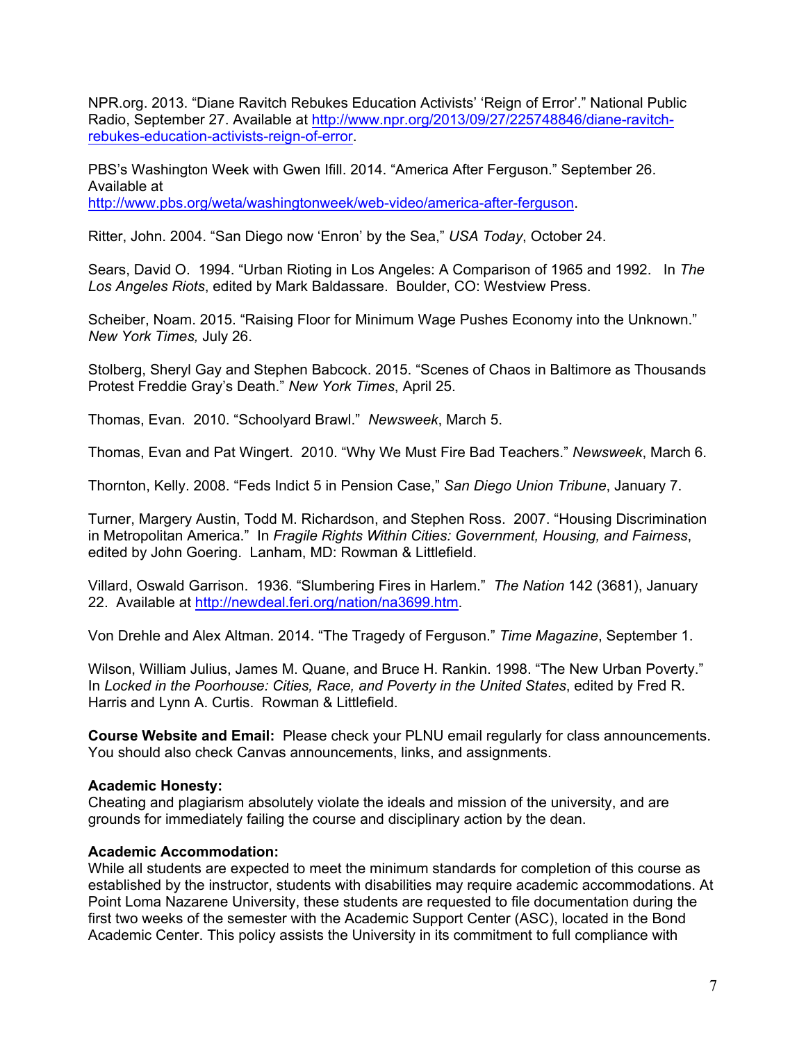NPR.org. 2013. "Diane Ravitch Rebukes Education Activists' 'Reign of Error'." National Public Radio, September 27. Available at http://www.npr.org/2013/09/27/225748846/diane-ravitch-rebukes-education-activists-reign-of-error.

PBS's Washington Week with Gwen Ifill. 2014. "America After Ferguson." September 26. Available at http://www.pbs.org/weta/washingtonweek/web-video/america-after-ferguson.

Ritter, John. 2004. "San Diego now 'Enron' by the Sea," *USA Today*, October 24.

Sears, David O. 1994. "Urban Rioting in Los Angeles: A Comparison of 1965 and 1992. In *The Los Angeles Riots*, edited by Mark Baldassare. Boulder, CO: Westview Press.

Scheiber, Noam. 2015. "Raising Floor for Minimum Wage Pushes Economy into the Unknown." *New York Times,* July 26.

Stolberg, Sheryl Gay and Stephen Babcock. 2015. "Scenes of Chaos in Baltimore as Thousands Protest Freddie Gray's Death." *New York Times*, April 25.

Thomas, Evan. 2010. "Schoolyard Brawl." *Newsweek*, March 5.

Thomas, Evan and Pat Wingert. 2010. "Why We Must Fire Bad Teachers." *Newsweek*, March 6.

Thornton, Kelly. 2008. "Feds Indict 5 in Pension Case," *San Diego Union Tribune*, January 7.

Turner, Margery Austin, Todd M. Richardson, and Stephen Ross. 2007. "Housing Discrimination in Metropolitan America." In *Fragile Rights Within Cities: Government, Housing, and Fairness*, edited by John Goering. Lanham, MD: Rowman & Littlefield.

Villard, Oswald Garrison. 1936. "Slumbering Fires in Harlem." *The Nation* 142 (3681), January 22. Available at http://newdeal.feri.org/nation/na3699.htm.

Von Drehle and Alex Altman. 2014. "The Tragedy of Ferguson." *Time Magazine*, September 1.

Wilson, William Julius, James M. Quane, and Bruce H. Rankin. 1998. "The New Urban Poverty." In *Locked in the Poorhouse: Cities, Race, and Poverty in the United States*, edited by Fred R. Harris and Lynn A. Curtis. Rowman & Littlefield.

**Course Website and Email:** Please check your PLNU email regularly for class announcements. You should also check Canvas announcements, links, and assignments.

**Academic Honesty:**
Cheating and plagiarism absolutely violate the ideals and mission of the university, and are grounds for immediately failing the course and disciplinary action by the dean.

**Academic Accommodation:**
While all students are expected to meet the minimum standards for completion of this course as established by the instructor, students with disabilities may require academic accommodations. At Point Loma Nazarene University, these students are requested to file documentation during the first two weeks of the semester with the Academic Support Center (ASC), located in the Bond Academic Center. This policy assists the University in its commitment to full compliance with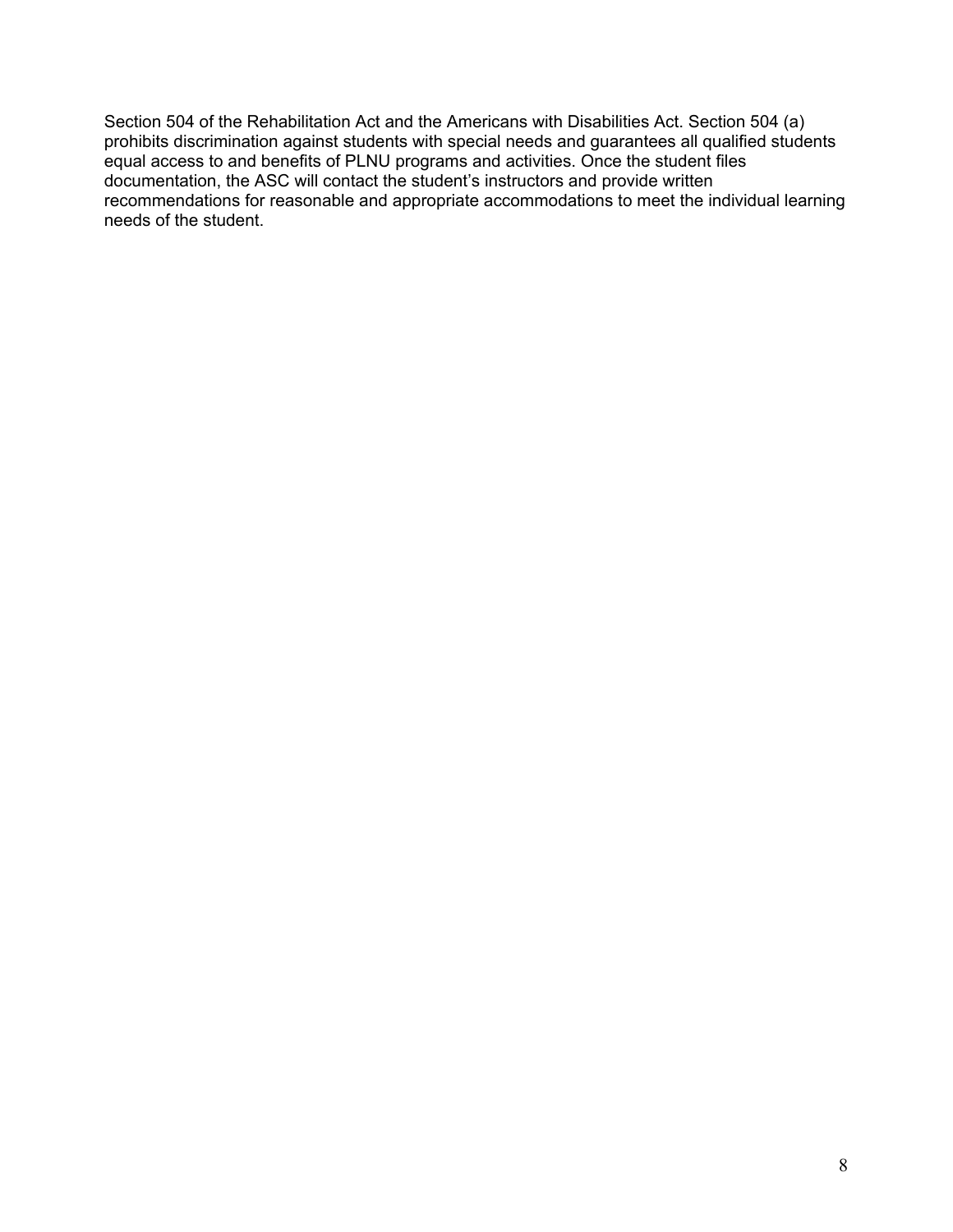Section 504 of the Rehabilitation Act and the Americans with Disabilities Act. Section 504 (a) prohibits discrimination against students with special needs and guarantees all qualified students equal access to and benefits of PLNU programs and activities. Once the student files documentation, the ASC will contact the student's instructors and provide written recommendations for reasonable and appropriate accommodations to meet the individual learning needs of the student.